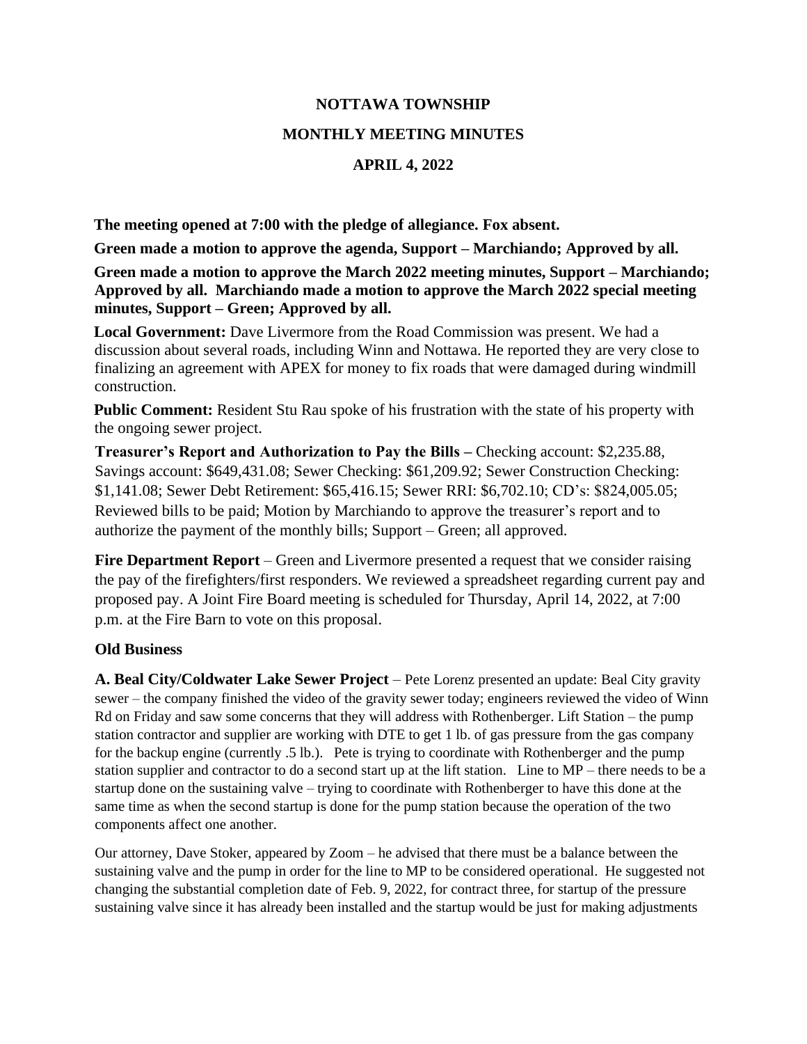# NOTTAWA TOWNSHIP

## MONTHLY MEETING MINUTES

## APRIL 4, 2022

**The meeting opened at 7:00 with the pledge of allegiance. Fox absent.**

**Green made a motion to approve the agenda, Support – Marchiando; Approved by all.**

**Green made a motion to approve the March 2022 meeting minutes, Support – Marchiando; Approved by all. Marchiando made a motion to approve the March 2022 special meeting minutes, Support – Green; Approved by all.**

**Local Government:** Dave Livermore from the Road Commission was present. We had a discussion about several roads, including Winn and Nottawa. He reported they are very close to finalizing an agreement with APEX for money to fix roads that were damaged during windmill construction.

**Public Comment:** Resident Stu Rau spoke of his frustration with the state of his property with the ongoing sewer project.

**Treasurer's Report and Authorization to Pay the Bills –** Checking account: $2,235.88, Savings account: $649,431.08; Sewer Checking: $61,209.92; Sewer Construction Checking: $1,141.08; Sewer Debt Retirement: $65,416.15; Sewer RRI: $6,702.10; CD's: $824,005.05; Reviewed bills to be paid; Motion by Marchiando to approve the treasurer's report and to authorize the payment of the monthly bills; Support – Green; all approved.

**Fire Department Report** – Green and Livermore presented a request that we consider raising the pay of the firefighters/first responders. We reviewed a spreadsheet regarding current pay and proposed pay. A Joint Fire Board meeting is scheduled for Thursday, April 14, 2022, at 7:00 p.m. at the Fire Barn to vote on this proposal.

**Old Business**

**A. Beal City/Coldwater Lake Sewer Project** – Pete Lorenz presented an update: Beal City gravity sewer – the company finished the video of the gravity sewer today; engineers reviewed the video of Winn Rd on Friday and saw some concerns that they will address with Rothenberger. Lift Station – the pump station contractor and supplier are working with DTE to get 1 lb. of gas pressure from the gas company for the backup engine (currently .5 lb.). Pete is trying to coordinate with Rothenberger and the pump station supplier and contractor to do a second start up at the lift station. Line to MP – there needs to be a startup done on the sustaining valve – trying to coordinate with Rothenberger to have this done at the same time as when the second startup is done for the pump station because the operation of the two components affect one another.

Our attorney, Dave Stoker, appeared by Zoom – he advised that there must be a balance between the sustaining valve and the pump in order for the line to MP to be considered operational. He suggested not changing the substantial completion date of Feb. 9, 2022, for contract three, for startup of the pressure sustaining valve since it has already been installed and the startup would be just for making adjustments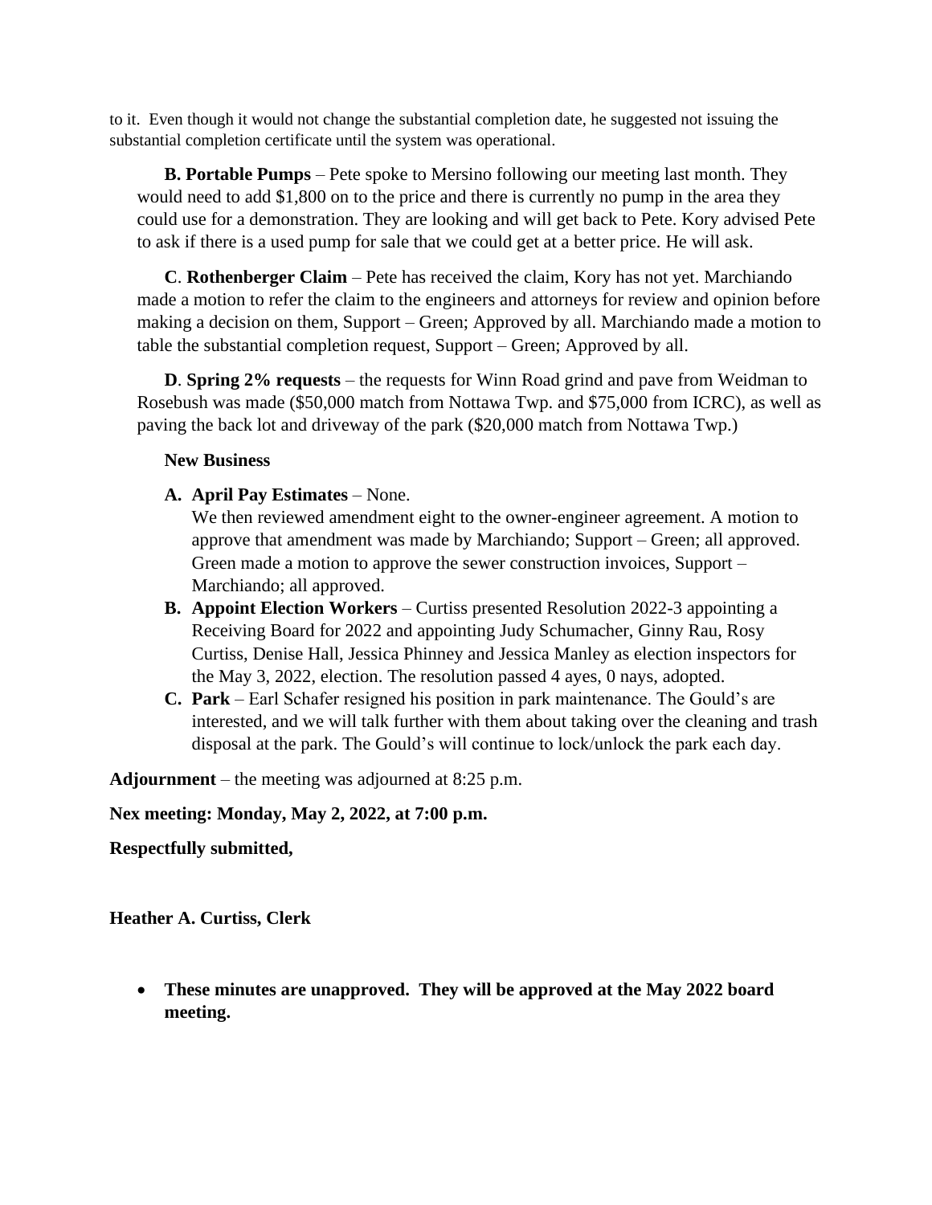to it. Even though it would not change the substantial completion date, he suggested not issuing the substantial completion certificate until the system was operational.

**B. Portable Pumps** – Pete spoke to Mersino following our meeting last month. They would need to add $1,800 on to the price and there is currently no pump in the area they could use for a demonstration. They are looking and will get back to Pete. Kory advised Pete to ask if there is a used pump for sale that we could get at a better price. He will ask.

**C**. **Rothenberger Claim** – Pete has received the claim, Kory has not yet. Marchiando made a motion to refer the claim to the engineers and attorneys for review and opinion before making a decision on them, Support – Green; Approved by all. Marchiando made a motion to table the substantial completion request, Support – Green; Approved by all.

**D**. **Spring 2% requests** – the requests for Winn Road grind and pave from Weidman to Rosebush was made ($50,000 match from Nottawa Twp. and $75,000 from ICRC), as well as paving the back lot and driveway of the park ($20,000 match from Nottawa Twp.)

**New Business**

A. **April Pay Estimates** – None.
   We then reviewed amendment eight to the owner-engineer agreement. A motion to approve that amendment was made by Marchiando; Support – Green; all approved. Green made a motion to approve the sewer construction invoices, Support – Marchiando; all approved.
B. **Appoint Election Workers** – Curtiss presented Resolution 2022-3 appointing a Receiving Board for 2022 and appointing Judy Schumacher, Ginny Rau, Rosy Curtiss, Denise Hall, Jessica Phinney and Jessica Manley as election inspectors for the May 3, 2022, election. The resolution passed 4 ayes, 0 nays, adopted.
C. **Park** – Earl Schafer resigned his position in park maintenance. The Gould's are interested, and we will talk further with them about taking over the cleaning and trash disposal at the park. The Gould's will continue to lock/unlock the park each day.

**Adjournment** – the meeting was adjourned at 8:25 p.m.

**Nex meeting: Monday, May 2, 2022, at 7:00 p.m.**

**Respectfully submitted,**

**Heather A. Curtiss, Clerk**

- **These minutes are unapproved. They will be approved at the May 2022 board meeting.**